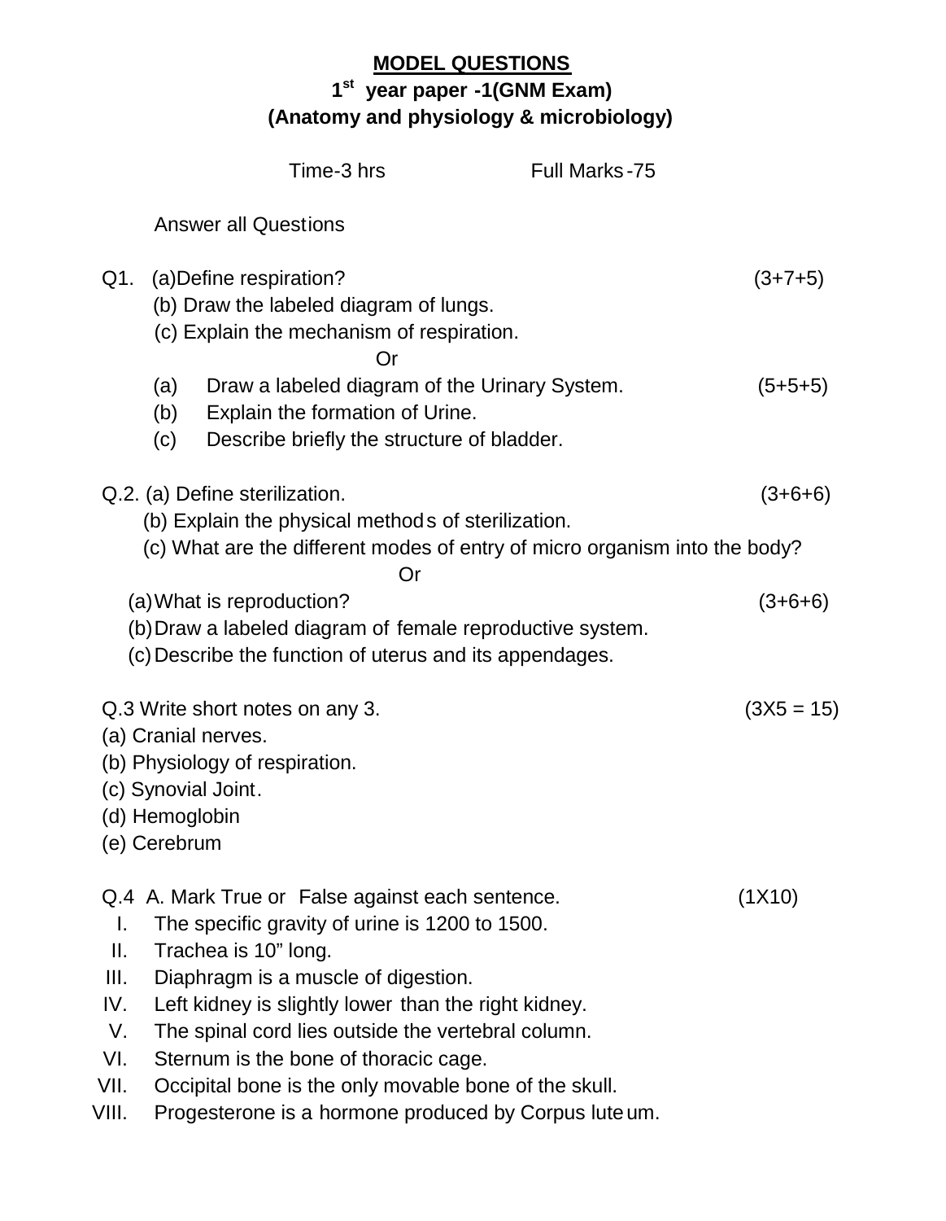# MODEL QUESTIONS

## 1st year paper -1(GNM Exam)

## (Anatomy and physiology & microbiology)

Time-3 hrs　　　　　　Full Marks-75

Answer all Questions

**Q1.** (a) Define respiration? (3+7+5)

(b) Draw the labeled diagram of lungs.

(c) Explain the mechanism of respiration.

Or

(a) Draw a labeled diagram of the Urinary System. (5+5+5)

(b) Explain the formation of Urine.

(c) Describe briefly the structure of bladder.

**Q.2.** (a) Define sterilization. (3+6+6)

(b) Explain the physical methods of sterilization.

(c) What are the different modes of entry of micro organism into the body?

Or

(a) What is reproduction? (3+6+6)

(b) Draw a labeled diagram of female reproductive system.

(c) Describe the function of uterus and its appendages.

**Q.3** Write short notes on any 3. (3X5 = 15)

(a) Cranial nerves.

(b) Physiology of respiration.

(c) Synovial Joint.

(d) Hemoglobin

(e) Cerebrum

**Q.4** A. Mark True or False against each sentence. (1X10)

I. The specific gravity of urine is 1200 to 1500.

II. Trachea is 10" long.

III. Diaphragm is a muscle of digestion.

IV. Left kidney is slightly lower than the right kidney.

V. The spinal cord lies outside the vertebral column.

VI. Sternum is the bone of thoracic cage.

VII. Occipital bone is the only movable bone of the skull.

VIII. Progesterone is a hormone produced by Corpus luteum.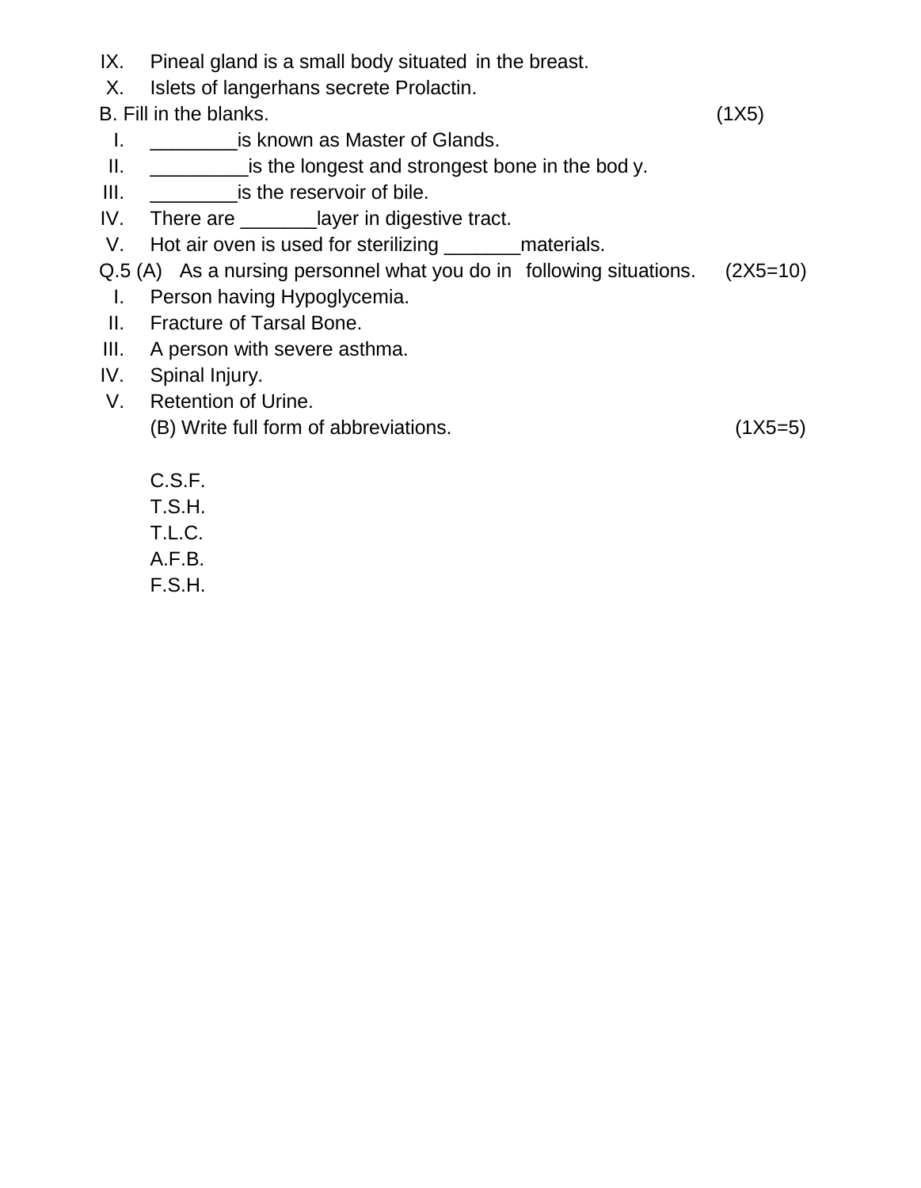IX. Pineal gland is a small body situated in the breast.

X. Islets of langerhans secrete Prolactin.

B. Fill in the blanks. (1X5)

I. ________is known as Master of Glands.

II. _________is the longest and strongest bone in the bod y.

III. ________is the reservoir of bile.

IV. There are _______layer in digestive tract.

V. Hot air oven is used for sterilizing _______materials.

Q.5 (A) As a nursing personnel what you do in following situations. (2X5=10)

I. Person having Hypoglycemia.

II. Fracture of Tarsal Bone.

III. A person with severe asthma.

IV. Spinal Injury.

V. Retention of Urine.

(B) Write full form of abbreviations. (1X5=5)

C.S.F.

T.S.H.

T.L.C.

A.F.B.

F.S.H.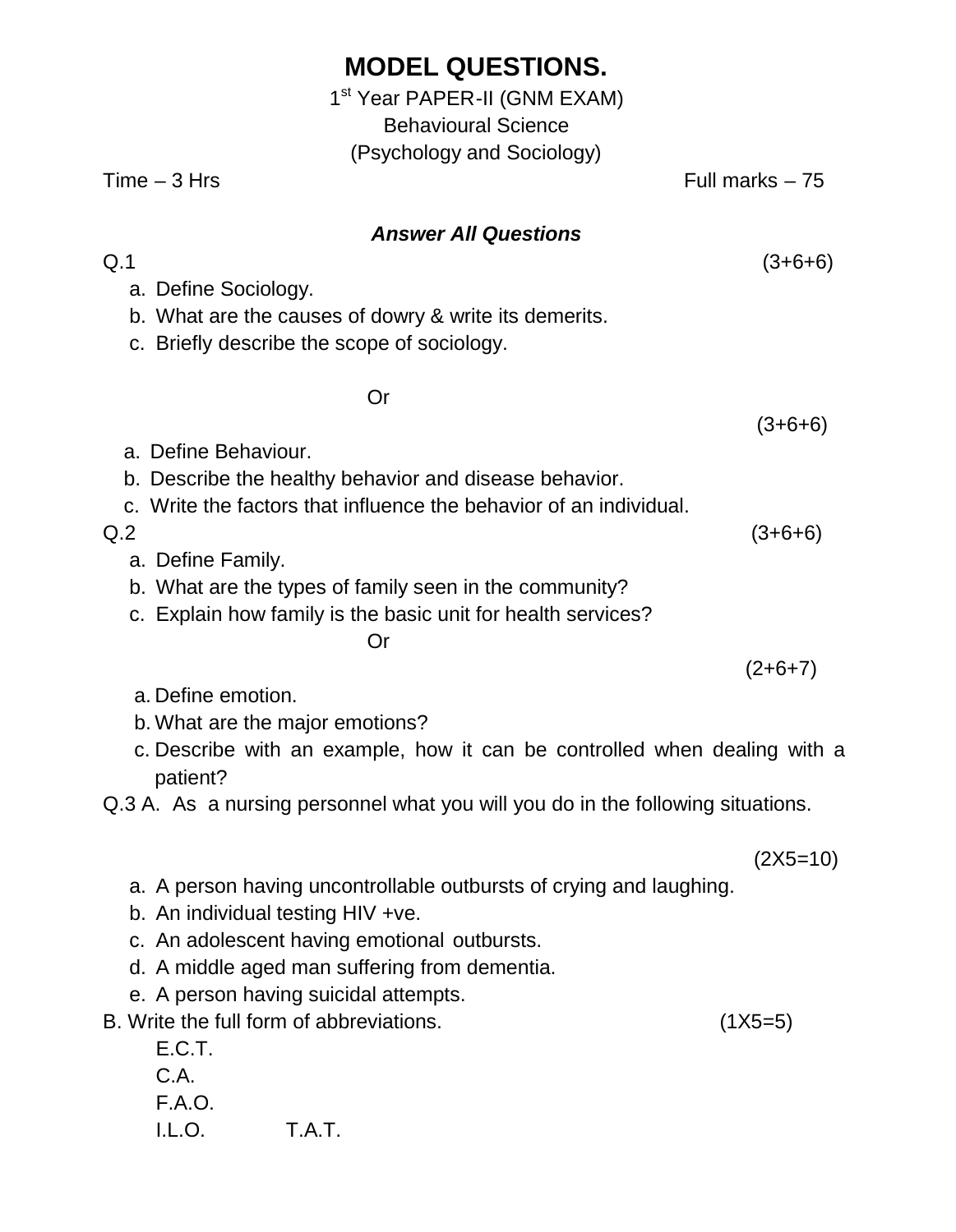# MODEL QUESTIONS.

1st Year PAPER-II (GNM EXAM)

Behavioural Science

(Psychology and Sociology)

Time – 3 Hrs Full marks – 75

***Answer All Questions***

Q.1 (3+6+6)

a. Define Sociology.
b. What are the causes of dowry & write its demerits.
c. Briefly describe the scope of sociology.

Or

(3+6+6)

a. Define Behaviour.
b. Describe the healthy behavior and disease behavior.
c. Write the factors that influence the behavior of an individual.

Q.2 (3+6+6)

a. Define Family.
b. What are the types of family seen in the community?
c. Explain how family is the basic unit for health services?

Or

(2+6+7)

a. Define emotion.
b. What are the major emotions?
c. Describe with an example, how it can be controlled when dealing with a patient?

Q.3 A. As a nursing personnel what you will you do in the following situations.

(2X5=10)

a. A person having uncontrollable outbursts of crying and laughing.
b. An individual testing HIV +ve.
c. An adolescent having emotional outbursts.
d. A middle aged man suffering from dementia.
e. A person having suicidal attempts.

B. Write the full form of abbreviations. (1X5=5)

E.C.T.

C.A.

F.A.O.

I.L.O. T.A.T.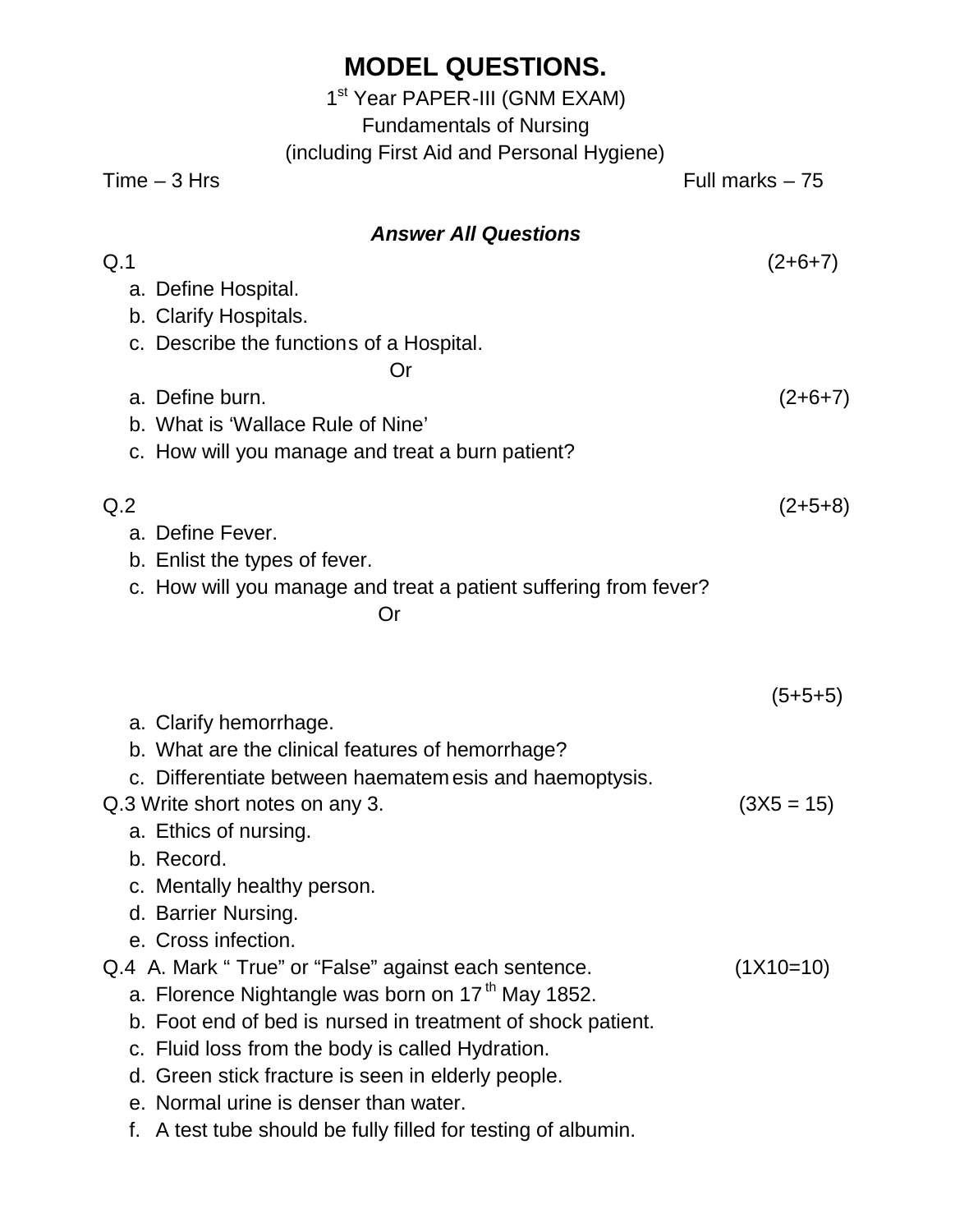# MODEL QUESTIONS.

1st Year PAPER-III (GNM EXAM)

Fundamentals of Nursing

(including First Aid and Personal Hygiene)

Time – 3 Hrs Full marks – 75

***Answer All Questions***

Q.1 (2+6+7)

a. Define Hospital.
b. Clarify Hospitals.
c. Describe the functions of a Hospital.

Or

a. Define burn. (2+6+7)
b. What is 'Wallace Rule of Nine'
c. How will you manage and treat a burn patient?

Q.2 (2+5+8)

a. Define Fever.
b. Enlist the types of fever.
c. How will you manage and treat a patient suffering from fever?

Or

(5+5+5)

a. Clarify hemorrhage.
b. What are the clinical features of hemorrhage?
c. Differentiate between haematemesis and haemoptysis.

Q.3 Write short notes on any 3. (3X5 = 15)

a. Ethics of nursing.
b. Record.
c. Mentally healthy person.
d. Barrier Nursing.
e. Cross infection.

Q.4 A. Mark " True" or "False" against each sentence. (1X10=10)

a. Florence Nightangle was born on 17th May 1852.
b. Foot end of bed is nursed in treatment of shock patient.
c. Fluid loss from the body is called Hydration.
d. Green stick fracture is seen in elderly people.
e. Normal urine is denser than water.
f. A test tube should be fully filled for testing of albumin.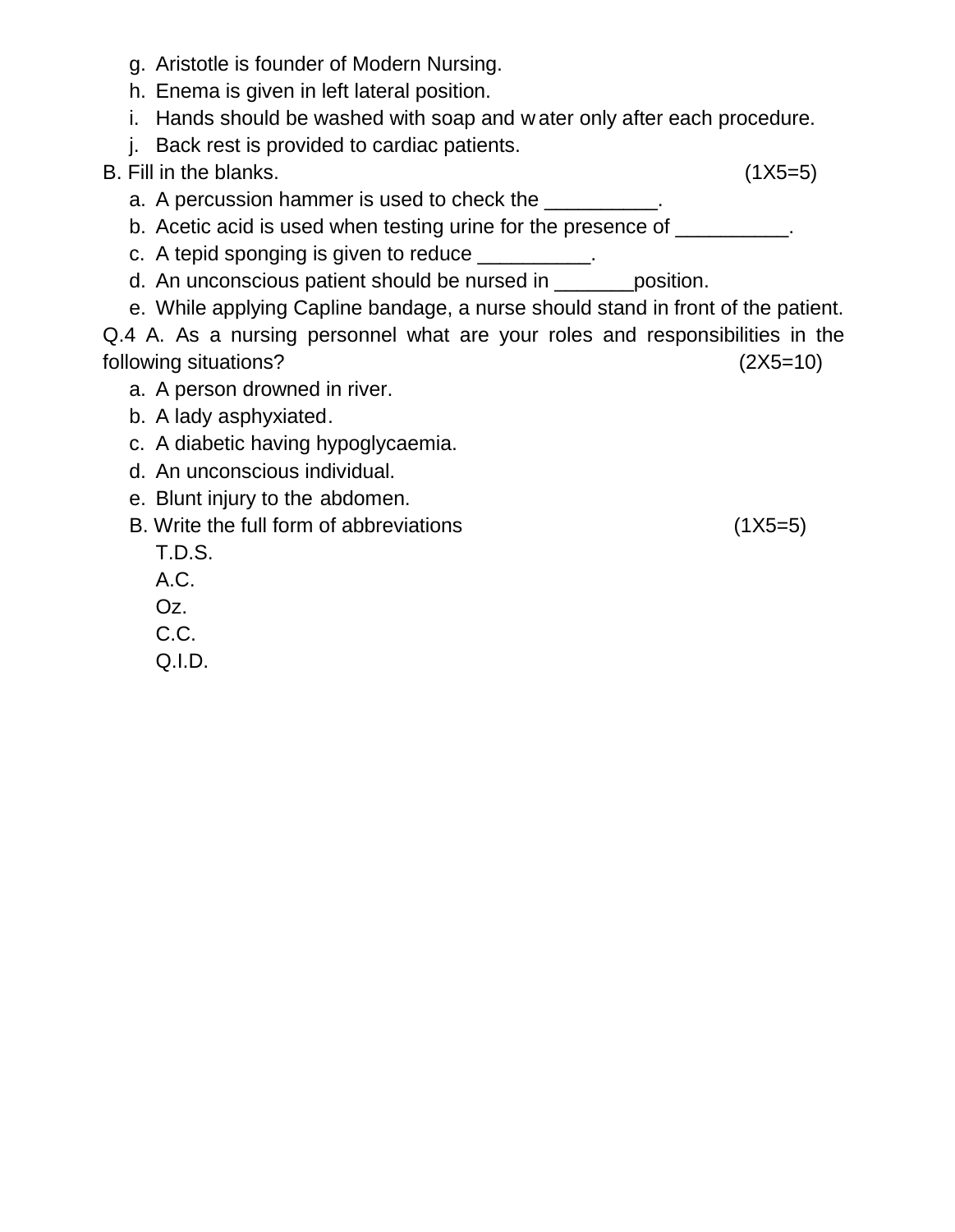g. Aristotle is founder of Modern Nursing.
h. Enema is given in left lateral position.
i. Hands should be washed with soap and water only after each procedure.
j. Back rest is provided to cardiac patients.

B. Fill in the blanks. (1X5=5)

a. A percussion hammer is used to check the __________.
b. Acetic acid is used when testing urine for the presence of __________.
c. A tepid sponging is given to reduce __________.
d. An unconscious patient should be nursed in _______position.
e. While applying Capline bandage, a nurse should stand in front of the patient.

Q.4 A. As a nursing personnel what are your roles and responsibilities in the following situations? (2X5=10)

a. A person drowned in river.
b. A lady asphyxiated.
c. A diabetic having hypoglycaemia.
d. An unconscious individual.
e. Blunt injury to the abdomen.

B. Write the full form of abbreviations (1X5=5)

T.D.S.
A.C.
Oz.
C.C.
Q.I.D.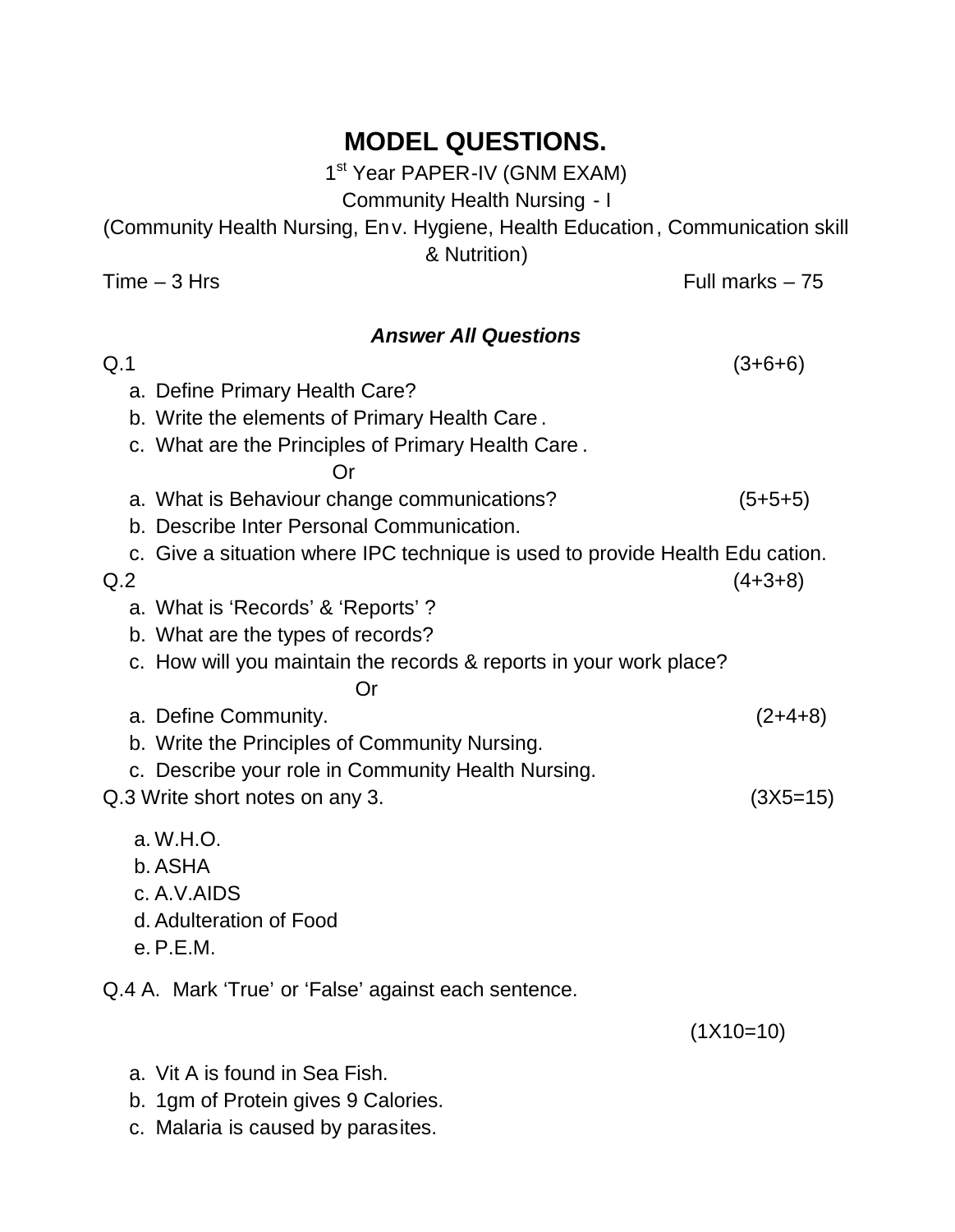# MODEL QUESTIONS.

1st Year PAPER-IV (GNM EXAM)

Community Health Nursing - I

(Community Health Nursing, Env. Hygiene, Health Education, Communication skill & Nutrition)

Time – 3 Hrs | Full marks – 75

***Answer All Questions***

Q.1 (3+6+6)

a. Define Primary Health Care?
b. Write the elements of Primary Health Care.
c. What are the Principles of Primary Health Care.

Or

a. What is Behaviour change communications? (5+5+5)
b. Describe Inter Personal Communication.
c. Give a situation where IPC technique is used to provide Health Education.

Q.2 (4+3+8)

a. What is 'Records' & 'Reports'?
b. What are the types of records?
c. How will you maintain the records & reports in your work place?

Or

a. Define Community. (2+4+8)
b. Write the Principles of Community Nursing.
c. Describe your role in Community Health Nursing.

Q.3 Write short notes on any 3. (3X5=15)

a. W.H.O.
b. ASHA
c. A.V.AIDS
d. Adulteration of Food
e. P.E.M.

Q.4 A. Mark 'True' or 'False' against each sentence.

(1X10=10)

a. Vit A is found in Sea Fish.
b. 1gm of Protein gives 9 Calories.
c. Malaria is caused by parasites.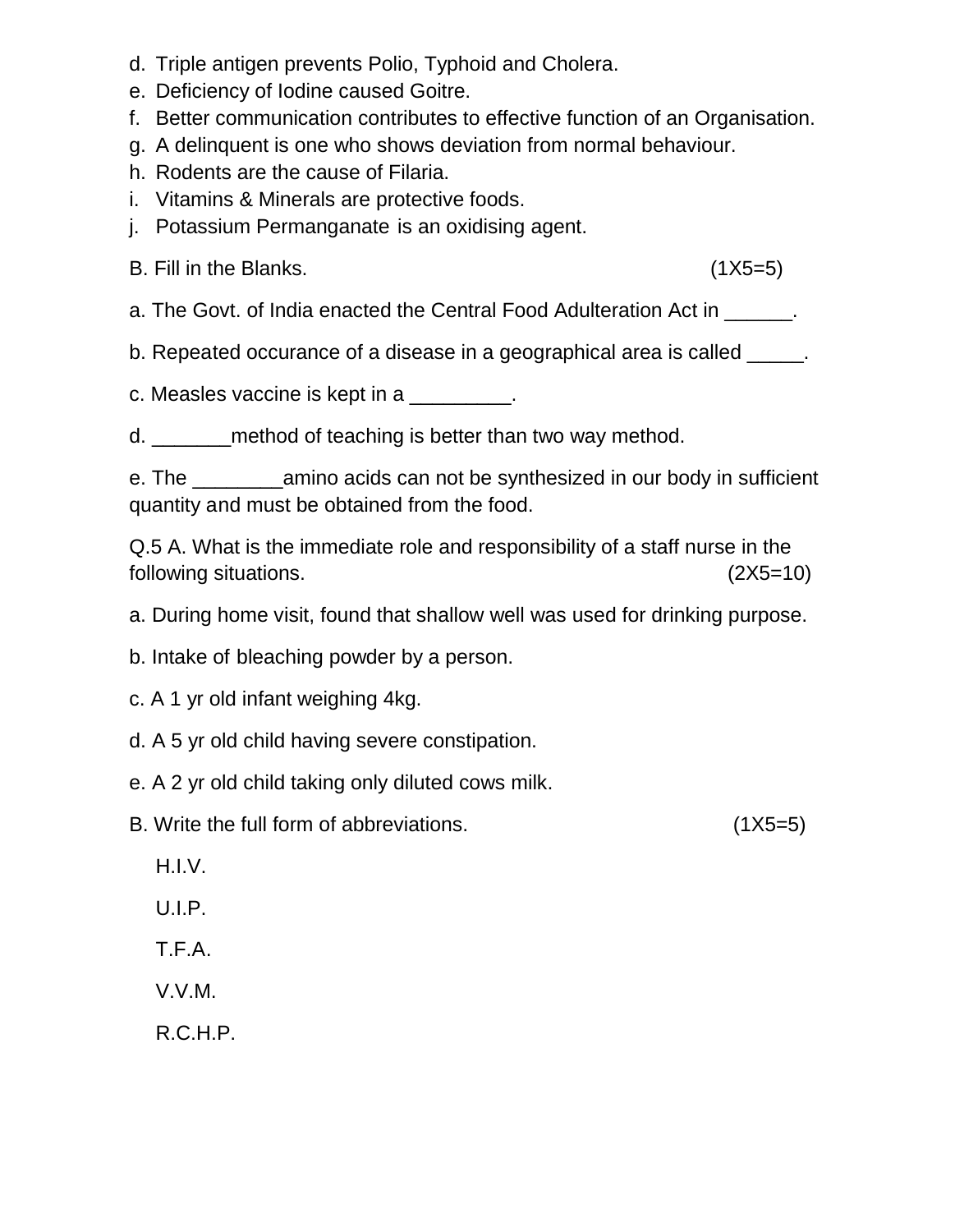d. Triple antigen prevents Polio, Typhoid and Cholera.
e. Deficiency of Iodine caused Goitre.
f. Better communication contributes to effective function of an Organisation.
g. A delinquent is one who shows deviation from normal behaviour.
h. Rodents are the cause of Filaria.
i. Vitamins & Minerals are protective foods.
j. Potassium Permanganate is an oxidising agent.

B. Fill in the Blanks. (1X5=5)

a. The Govt. of India enacted the Central Food Adulteration Act in ______.

b. Repeated occurance of a disease in a geographical area is called _____.

c. Measles vaccine is kept in a _________.

d. _______method of teaching is better than two way method.

e. The ________amino acids can not be synthesized in our body in sufficient quantity and must be obtained from the food.

Q.5 A. What is the immediate role and responsibility of a staff nurse in the following situations. (2X5=10)

a. During home visit, found that shallow well was used for drinking purpose.

b. Intake of bleaching powder by a person.

c. A 1 yr old infant weighing 4kg.

d. A 5 yr old child having severe constipation.

e. A 2 yr old child taking only diluted cows milk.

B. Write the full form of abbreviations. (1X5=5)

H.I.V.

U.I.P.

T.F.A.

V.V.M.

R.C.H.P.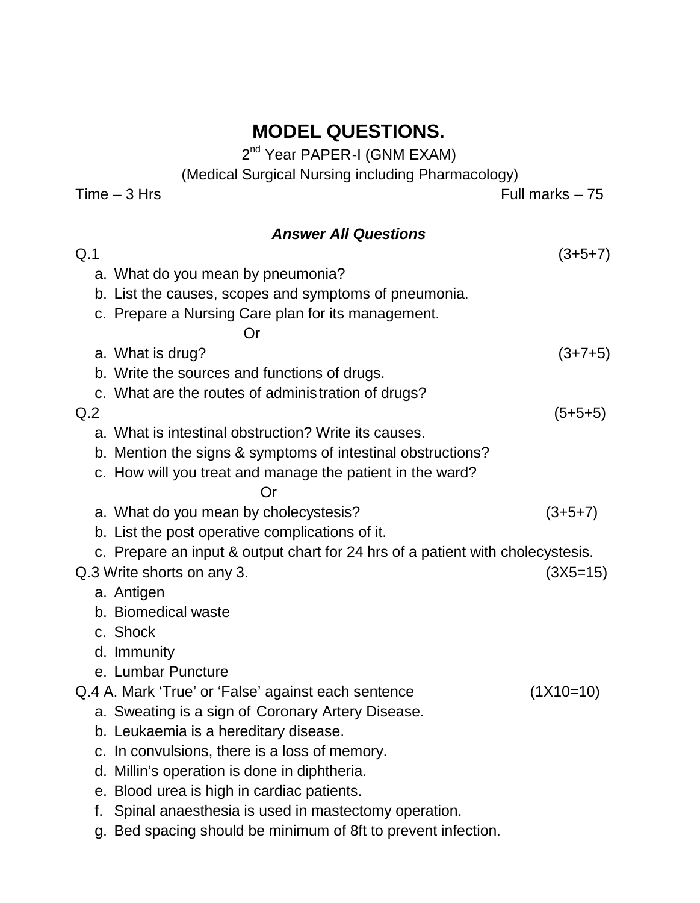# MODEL QUESTIONS.

2nd Year PAPER-I (GNM EXAM)

(Medical Surgical Nursing including Pharmacology)

Time – 3 Hrs Full marks – 75

***Answer All Questions***

Q.1 (3+5+7)

a. What do you mean by pneumonia?
b. List the causes, scopes and symptoms of pneumonia.
c. Prepare a Nursing Care plan for its management.

Or

a. What is drug? (3+7+5)
b. Write the sources and functions of drugs.
c. What are the routes of administration of drugs?

Q.2 (5+5+5)

a. What is intestinal obstruction? Write its causes.
b. Mention the signs & symptoms of intestinal obstructions?
c. How will you treat and manage the patient in the ward?

Or

a. What do you mean by cholecystesis? (3+5+7)
b. List the post operative complications of it.
c. Prepare an input & output chart for 24 hrs of a patient with cholecystesis.

Q.3 Write shorts on any 3. (3X5=15)

a. Antigen
b. Biomedical waste
c. Shock
d. Immunity
e. Lumbar Puncture

Q.4 A. Mark 'True' or 'False' against each sentence (1X10=10)

a. Sweating is a sign of Coronary Artery Disease.
b. Leukaemia is a hereditary disease.
c. In convulsions, there is a loss of memory.
d. Millin's operation is done in diphtheria.
e. Blood urea is high in cardiac patients.
f. Spinal anaesthesia is used in mastectomy operation.
g. Bed spacing should be minimum of 8ft to prevent infection.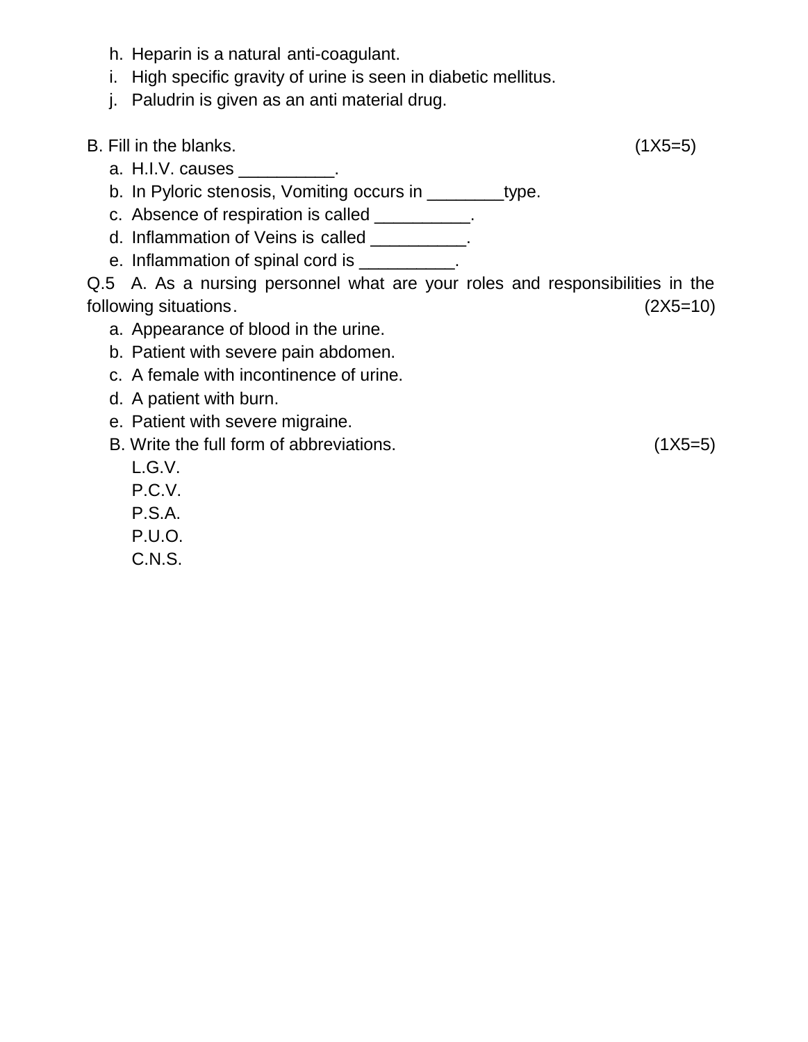h. Heparin is a natural anti-coagulant.
i. High specific gravity of urine is seen in diabetic mellitus.
j. Paludrin is given as an anti material drug.

B. Fill in the blanks. (1X5=5)

a. H.I.V. causes __________.
b. In Pyloric stenosis, Vomiting occurs in ________type.
c. Absence of respiration is called __________.
d. Inflammation of Veins is called __________.
e. Inflammation of spinal cord is __________.

Q.5 A. As a nursing personnel what are your roles and responsibilities in the following situations. (2X5=10)

a. Appearance of blood in the urine.
b. Patient with severe pain abdomen.
c. A female with incontinence of urine.
d. A patient with burn.
e. Patient with severe migraine.

B. Write the full form of abbreviations. (1X5=5)

L.G.V.
P.C.V.
P.S.A.
P.U.O.
C.N.S.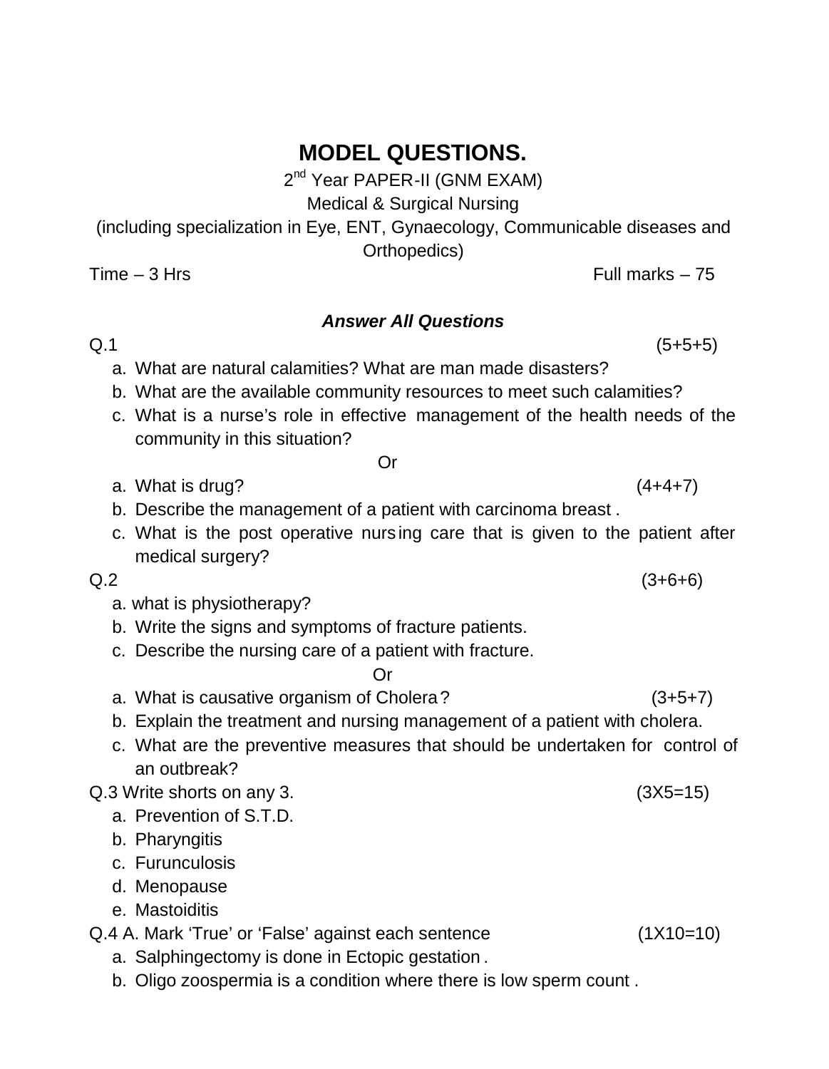# MODEL QUESTIONS.

2nd Year PAPER-II (GNM EXAM)

Medical & Surgical Nursing

(including specialization in Eye, ENT, Gynaecology, Communicable diseases and Orthopedics)

Time – 3 Hrs Full marks – 75

***Answer All Questions***

**Q.1** (5+5+5)

a. What are natural calamities? What are man made disasters?
b. What are the available community resources to meet such calamities?
c. What is a nurse's role in effective management of the health needs of the community in this situation?

Or

a. What is drug? (4+4+7)
b. Describe the management of a patient with carcinoma breast .
c. What is the post operative nursing care that is given to the patient after medical surgery?

**Q.2** (3+6+6)

a. what is physiotherapy?
b. Write the signs and symptoms of fracture patients.
c. Describe the nursing care of a patient with fracture.

Or

a. What is causative organism of Cholera? (3+5+7)
b. Explain the treatment and nursing management of a patient with cholera.
c. What are the preventive measures that should be undertaken for control of an outbreak?

**Q.3** Write shorts on any 3. (3X5=15)

a. Prevention of S.T.D.
b. Pharyngitis
c. Furunculosis
d. Menopause
e. Mastoiditis

**Q.4** A. Mark 'True' or 'False' against each sentence (1X10=10)

a. Salphingectomy is done in Ectopic gestation .
b. Oligo zoospermia is a condition where there is low sperm count .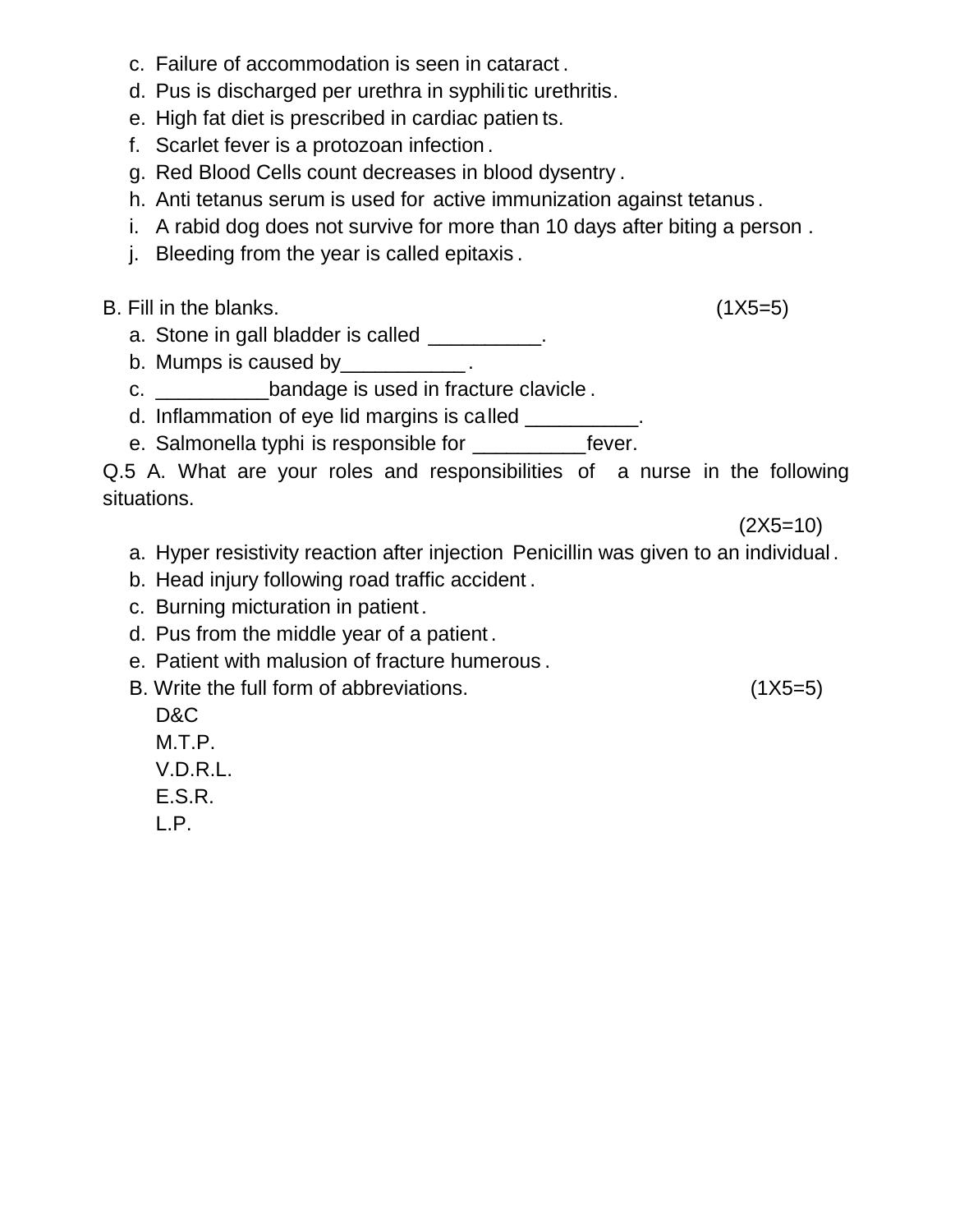c. Failure of accommodation is seen in cataract.
d. Pus is discharged per urethra in syphilitic urethritis.
e. High fat diet is prescribed in cardiac patients.
f. Scarlet fever is a protozoan infection.
g. Red Blood Cells count decreases in blood dysentry.
h. Anti tetanus serum is used for active immunization against tetanus.
i. A rabid dog does not survive for more than 10 days after biting a person.
j. Bleeding from the year is called epitaxis.

B. Fill in the blanks. (1X5=5)

a. Stone in gall bladder is called __________.
b. Mumps is caused by___________.
c. __________bandage is used in fracture clavicle.
d. Inflammation of eye lid margins is called __________.
e. Salmonella typhi is responsible for __________fever.

Q.5 A. What are your roles and responsibilities of a nurse in the following situations. (2X5=10)

a. Hyper resistivity reaction after injection Penicillin was given to an individual.
b. Head injury following road traffic accident.
c. Burning micturation in patient.
d. Pus from the middle year of a patient.
e. Patient with malusion of fracture humerous.

B. Write the full form of abbreviations. (1X5=5)

D&C
M.T.P.
V.D.R.L.
E.S.R.
L.P.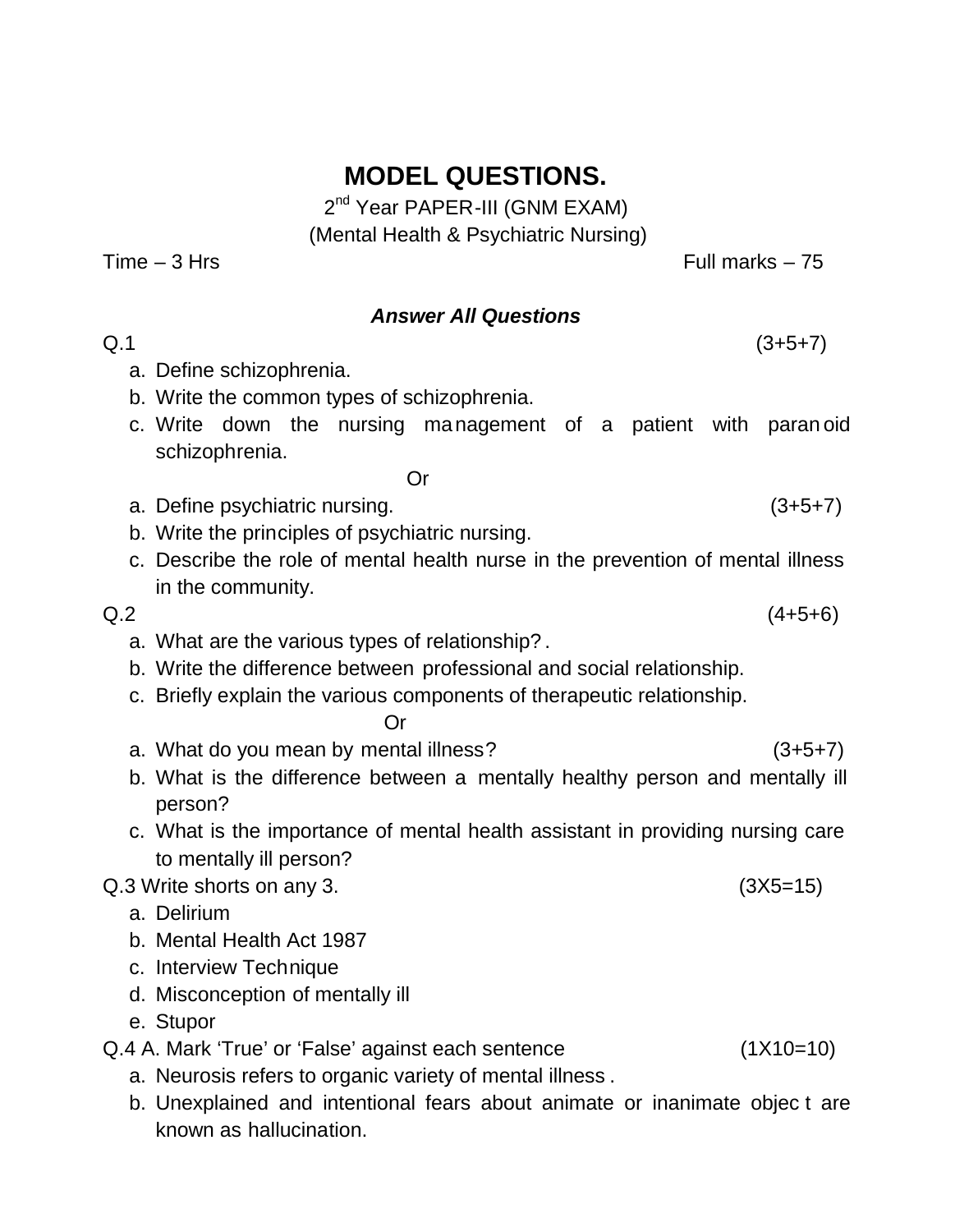# MODEL QUESTIONS.

2nd Year PAPER-III (GNM EXAM)

(Mental Health & Psychiatric Nursing)

Time – 3 Hrs Full marks – 75

***Answer All Questions***

Q.1 (3+5+7)

a. Define schizophrenia.
b. Write the common types of schizophrenia.
c. Write down the nursing management of a patient with paranoid schizophrenia.

Or

a. Define psychiatric nursing. (3+5+7)
b. Write the principles of psychiatric nursing.
c. Describe the role of mental health nurse in the prevention of mental illness in the community.

Q.2 (4+5+6)

a. What are the various types of relationship? .
b. Write the difference between professional and social relationship.
c. Briefly explain the various components of therapeutic relationship.

Or

a. What do you mean by mental illness? (3+5+7)
b. What is the difference between a mentally healthy person and mentally ill person?
c. What is the importance of mental health assistant in providing nursing care to mentally ill person?

Q.3 Write shorts on any 3. (3X5=15)

a. Delirium
b. Mental Health Act 1987
c. Interview Technique
d. Misconception of mentally ill
e. Stupor

Q.4 A. Mark 'True' or 'False' against each sentence (1X10=10)

a. Neurosis refers to organic variety of mental illness .
b. Unexplained and intentional fears about animate or inanimate object are known as hallucination.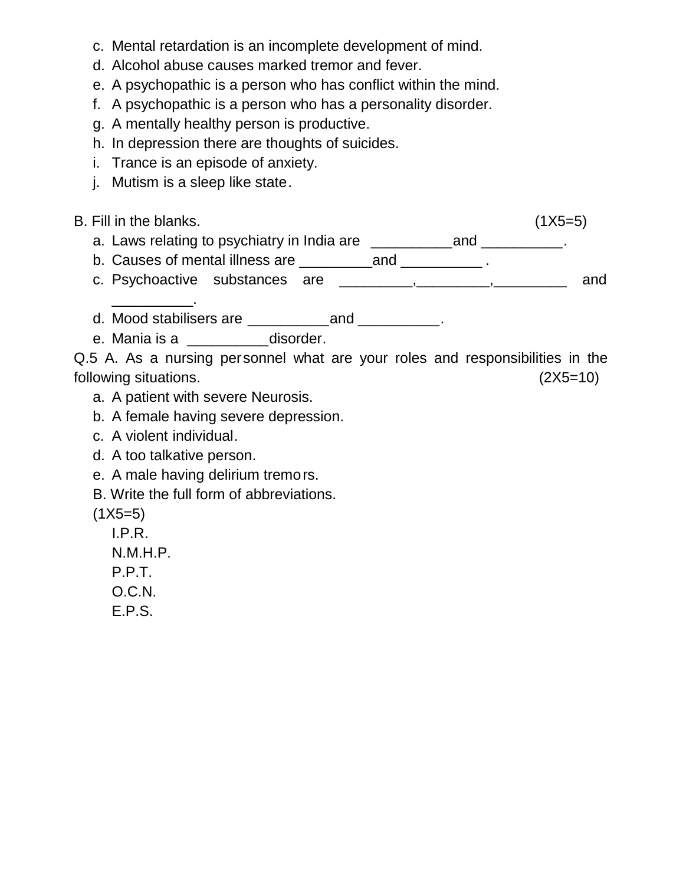c. Mental retardation is an incomplete development of mind.
d. Alcohol abuse causes marked tremor and fever.
e. A psychopathic is a person who has conflict within the mind.
f. A psychopathic is a person who has a personality disorder.
g. A mentally healthy person is productive.
h. In depression there are thoughts of suicides.
i. Trance is an episode of anxiety.
j. Mutism is a sleep like state.

B. Fill in the blanks. (1X5=5)

a. Laws relating to psychiatry in India are __________and __________.
b. Causes of mental illness are _________and __________ .
c. Psychoactive substances are _________,_________,_________ and __________.
d. Mood stabilisers are __________and __________.
e. Mania is a __________disorder.

Q.5 A. As a nursing personnel what are your roles and responsibilities in the following situations. (2X5=10)

a. A patient with severe Neurosis.
b. A female having severe depression.
c. A violent individual.
d. A too talkative person.
e. A male having delirium tremors.

B. Write the full form of abbreviations. (1X5=5)

I.P.R.
N.M.H.P.
P.P.T.
O.C.N.
E.P.S.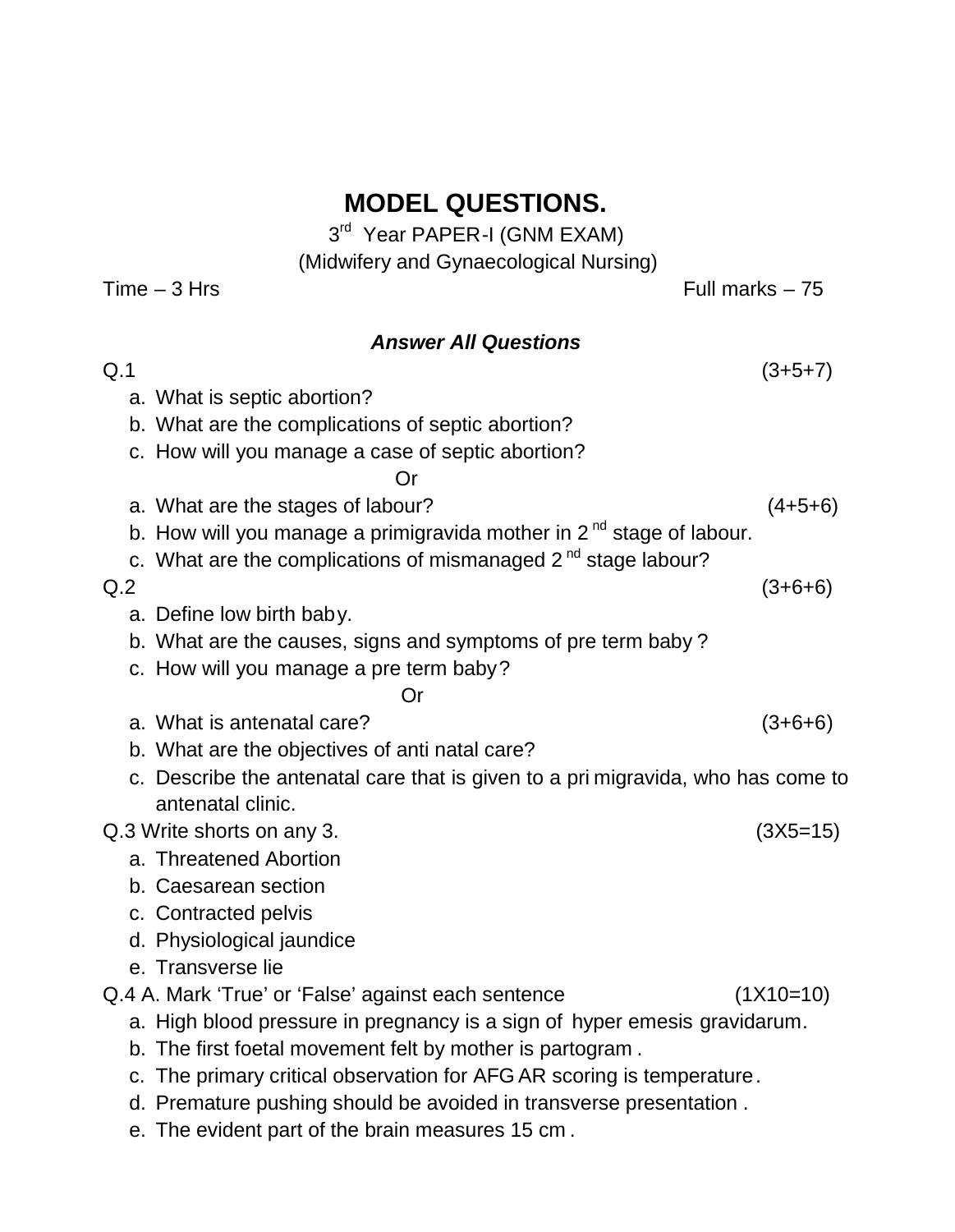# MODEL QUESTIONS.

3rd Year PAPER-I (GNM EXAM)

(Midwifery and Gynaecological Nursing)

Time – 3 Hrs　　　　　　　　　　　　　　　　　　　　Full marks – 75

***Answer All Questions***

Q.1　　　　　　　　　　　　　　　　　　　　　　　　　　(3+5+7)

a. What is septic abortion?
b. What are the complications of septic abortion?
c. How will you manage a case of septic abortion?

Or

a. What are the stages of labour?　　　　　　　　　　　　(4+5+6)
b. How will you manage a primigravida mother in 2nd stage of labour.
c. What are the complications of mismanaged 2nd stage labour?

Q.2　　　　　　　　　　　　　　　　　　　　　　　　　　(3+6+6)

a. Define low birth baby.
b. What are the causes, signs and symptoms of pre term baby?
c. How will you manage a pre term baby?

Or

a. What is antenatal care?　　　　　　　　　　　　　　　(3+6+6)
b. What are the objectives of anti natal care?
c. Describe the antenatal care that is given to a pri migravida, who has come to antenatal clinic.

Q.3 Write shorts on any 3.　　　　　　　　　　　　　　　　(3X5=15)

a. Threatened Abortion
b. Caesarean section
c. Contracted pelvis
d. Physiological jaundice
e. Transverse lie

Q.4 A. Mark 'True' or 'False' against each sentence　　　　　　(1X10=10)

a. High blood pressure in pregnancy is a sign of hyper emesis gravidarum.
b. The first foetal movement felt by mother is partogram.
c. The primary critical observation for AFG AR scoring is temperature.
d. Premature pushing should be avoided in transverse presentation.
e. The evident part of the brain measures 15 cm.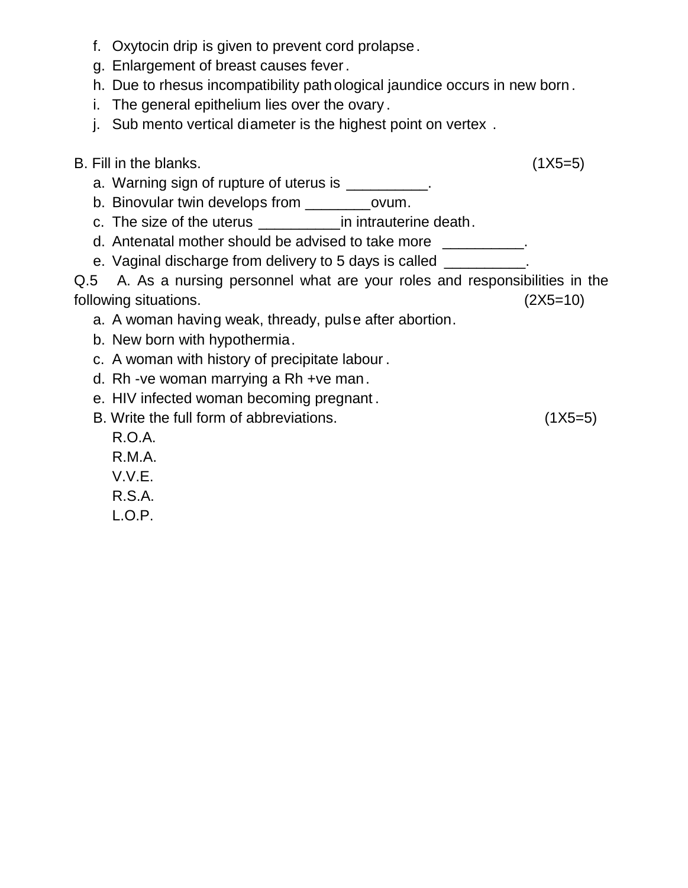f. Oxytocin drip is given to prevent cord prolapse.
g. Enlargement of breast causes fever.
h. Due to rhesus incompatibility pathological jaundice occurs in new born.
i. The general epithelium lies over the ovary.
j. Sub mento vertical diameter is the highest point on vertex .

B. Fill in the blanks. (1X5=5)

a. Warning sign of rupture of uterus is __________.
b. Binovular twin develops from ________ovum.
c. The size of the uterus __________in intrauterine death.
d. Antenatal mother should be advised to take more __________.
e. Vaginal discharge from delivery to 5 days is called __________.

Q.5 A. As a nursing personnel what are your roles and responsibilities in the following situations. (2X5=10)

a. A woman having weak, thready, pulse after abortion.
b. New born with hypothermia.
c. A woman with history of precipitate labour.
d. Rh -ve woman marrying a Rh +ve man.
e. HIV infected woman becoming pregnant.

B. Write the full form of abbreviations. (1X5=5)

R.O.A.
R.M.A.
V.V.E.
R.S.A.
L.O.P.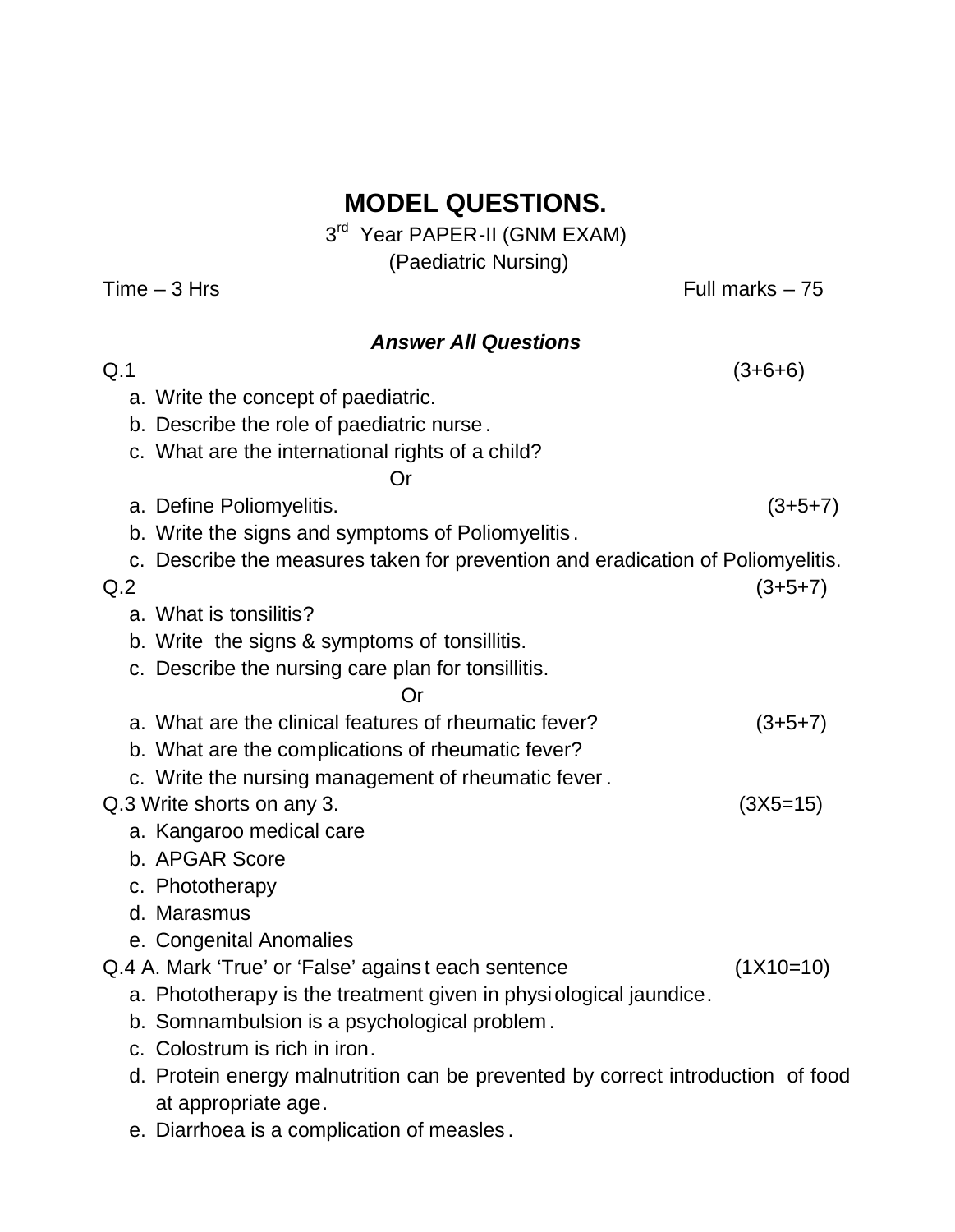# MODEL QUESTIONS.

3rd Year PAPER-II (GNM EXAM)

(Paediatric Nursing)

Time – 3 Hrs Full marks – 75

***Answer All Questions***

Q.1 (3+6+6)

a. Write the concept of paediatric.
b. Describe the role of paediatric nurse.
c. What are the international rights of a child?

Or

a. Define Poliomyelitis. (3+5+7)
b. Write the signs and symptoms of Poliomyelitis.
c. Describe the measures taken for prevention and eradication of Poliomyelitis.

Q.2 (3+5+7)

a. What is tonsilitis?
b. Write the signs & symptoms of tonsillitis.
c. Describe the nursing care plan for tonsillitis.

Or

a. What are the clinical features of rheumatic fever? (3+5+7)
b. What are the complications of rheumatic fever?
c. Write the nursing management of rheumatic fever.

Q.3 Write shorts on any 3. (3X5=15)

a. Kangaroo medical care
b. APGAR Score
c. Phototherapy
d. Marasmus
e. Congenital Anomalies

Q.4 A. Mark 'True' or 'False' against each sentence (1X10=10)

a. Phototherapy is the treatment given in physiological jaundice.
b. Somnambulsion is a psychological problem.
c. Colostrum is rich in iron.
d. Protein energy malnutrition can be prevented by correct introduction of food at appropriate age.
e. Diarrhoea is a complication of measles.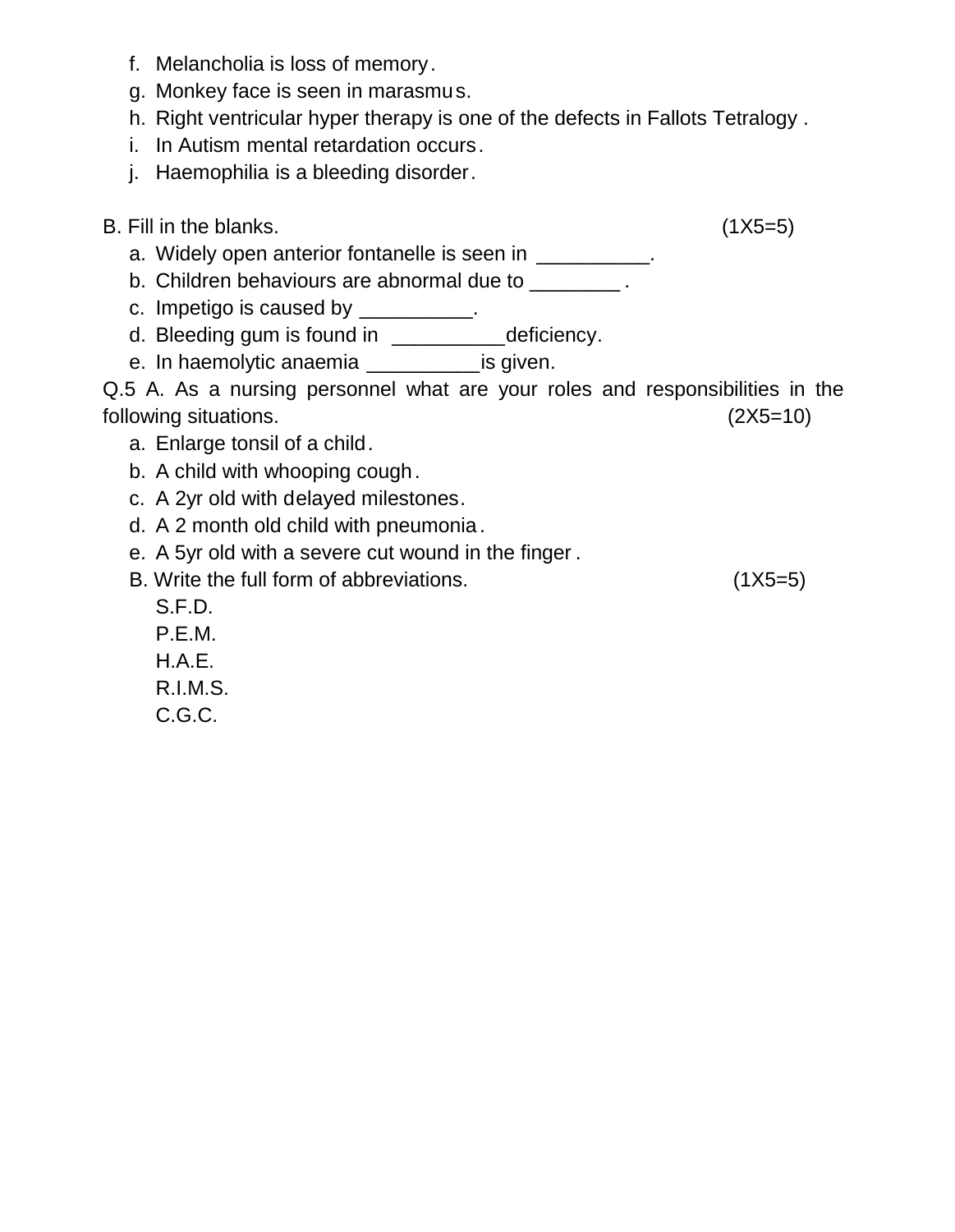f. Melancholia is loss of memory.
g. Monkey face is seen in marasmus.
h. Right ventricular hyper therapy is one of the defects in Fallots Tetralogy .
i. In Autism mental retardation occurs.
j. Haemophilia is a bleeding disorder.

B. Fill in the blanks. (1X5=5)

a. Widely open anterior fontanelle is seen in __________.
b. Children behaviours are abnormal due to ________ .
c. Impetigo is caused by __________.
d. Bleeding gum is found in __________deficiency.
e. In haemolytic anaemia __________is given.

Q.5 A. As a nursing personnel what are your roles and responsibilities in the following situations. (2X5=10)

a. Enlarge tonsil of a child.
b. A child with whooping cough.
c. A 2yr old with delayed milestones.
d. A 2 month old child with pneumonia.
e. A 5yr old with a severe cut wound in the finger.

B. Write the full form of abbreviations. (1X5=5)

S.F.D.
P.E.M.
H.A.E.
R.I.M.S.
C.G.C.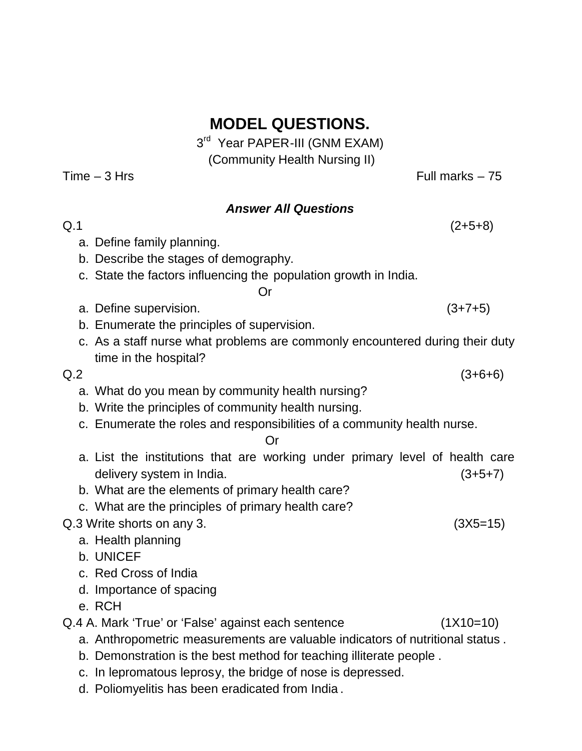# MODEL QUESTIONS.

3rd Year PAPER-III (GNM EXAM)

(Community Health Nursing II)

Time – 3 Hrs Full marks – 75

***Answer All Questions***

Q.1 (2+5+8)

a. Define family planning.
b. Describe the stages of demography.
c. State the factors influencing the population growth in India.

Or

a. Define supervision. (3+7+5)
b. Enumerate the principles of supervision.
c. As a staff nurse what problems are commonly encountered during their duty time in the hospital?

Q.2 (3+6+6)

a. What do you mean by community health nursing?
b. Write the principles of community health nursing.
c. Enumerate the roles and responsibilities of a community health nurse.

Or

a. List the institutions that are working under primary level of health care delivery system in India. (3+5+7)
b. What are the elements of primary health care?
c. What are the principles of primary health care?

Q.3 Write shorts on any 3. (3X5=15)

a. Health planning
b. UNICEF
c. Red Cross of India
d. Importance of spacing
e. RCH

Q.4 A. Mark 'True' or 'False' against each sentence (1X10=10)

a. Anthropometric measurements are valuable indicators of nutritional status .
b. Demonstration is the best method for teaching illiterate people .
c. In lepromatous leprosy, the bridge of nose is depressed.
d. Poliomyelitis has been eradicated from India .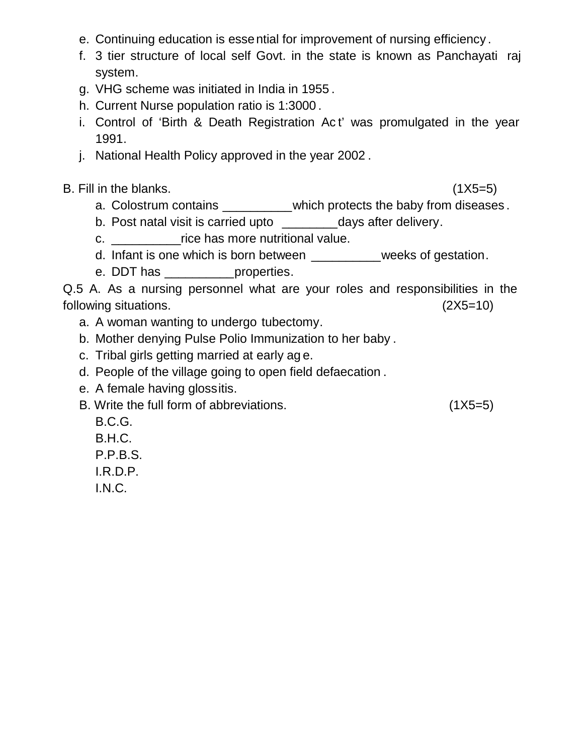e. Continuing education is essential for improvement of nursing efficiency.
f. 3 tier structure of local self Govt. in the state is known as Panchayati raj system.
g. VHG scheme was initiated in India in 1955.
h. Current Nurse population ratio is 1:3000.
i. Control of 'Birth & Death Registration Act' was promulgated in the year 1991.
j. National Health Policy approved in the year 2002.

B. Fill in the blanks. (1X5=5)

a. Colostrum contains __________which protects the baby from diseases.
b. Post natal visit is carried upto ________days after delivery.
c. __________rice has more nutritional value.
d. Infant is one which is born between __________weeks of gestation.
e. DDT has __________properties.

Q.5 A. As a nursing personnel what are your roles and responsibilities in the following situations. (2X5=10)

a. A woman wanting to undergo tubectomy.
b. Mother denying Pulse Polio Immunization to her baby.
c. Tribal girls getting married at early age.
d. People of the village going to open field defaecation.
e. A female having glossitis.

B. Write the full form of abbreviations. (1X5=5)

B.C.G.
B.H.C.
P.P.B.S.
I.R.D.P.
I.N.C.